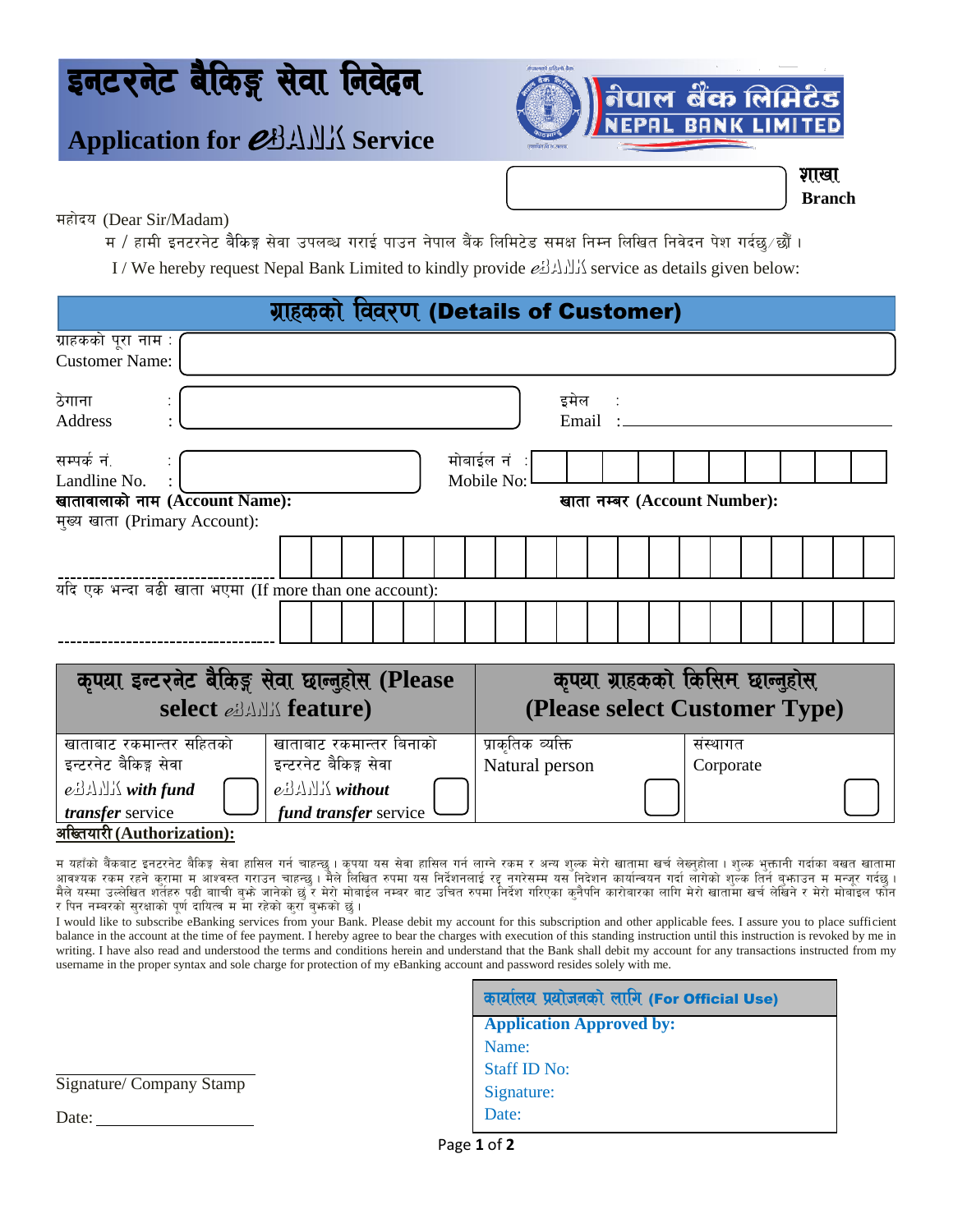# इनटरनेट बैकिङ्ग सेवा निवेदन

## Application for eBANK Service

नेपाल बैंक लिमिटेड
NEPAL BANK LIMITED

शाखा
Branch

महोदय (Dear Sir/Madam)

म / हामी इनटरनेट बैकिङ्ग सेवा उपलब्ध गराई पाउन नेपाल बैंक लिमिटेड समक्ष निम्न लिखित निवेदन पेश गर्दछ्/छौं ।

I / We hereby request Nepal Bank Limited to kindly provide eBANK service as details given below:

## ग्राहकको विवरण (Details of Customer)

ग्राहकको पूरा नाम : Customer Name:

ठेगाना : Address :

इमेल : Email :

सम्पर्क नं. : Landline No. :

मोबाईल नं : Mobile No:

**खातावालाको नाम (Account Name):**

**खाता नम्बर (Account Number):**

मुख्य खाता (Primary Account):

यदि एक भन्दा बढी खाता भएमा (If more than one account):

| कृपया इन्टरनेट बैकिङ्ग सेवा छान्नुहोस (Please select eBANK feature) | | कृपया ग्राहकको किसिम छान्नुहोस (Please select Customer Type) | |
|---|---|---|---|
| खाताबाट रकमान्तर सहितको इन्टरनेट बैकिङ्ग सेवा *eBANK with fund transfer* service ☐ | खाताबाट रकमान्तर बिनाको इन्टरनेट बैकिङ्ग सेवा *eBANK without fund transfer* service ☐ | प्राकृतिक व्यक्ति Natural person ☐ | संस्थागत Corporate ☐ |

**अख्तियारी (Authorization):**

म यहाँको बैंकबाट इनटरनेट बैकिङ्ग सेवा हासिल गर्न चाहन्छु । कृपया यस सेवा हासिल गर्न लाग्ने रकम र अन्य शुल्क मेरो खातामा खर्च लेख्नुहोला । शुल्क भुक्तानी गर्दाका बखत खातामा आवश्यक रकम रहने कुरामा म आश्वस्त गराउन चाहन्छु । मैले लिखित रुपमा यस निर्देशनलाई रद्द नगरेसम्म यस निदेशन कार्यान्वयन गर्दा लागेको शुल्क तिर्न बुझाउन म मन्जूर गर्दछु । मैले यस्मा उल्लेखित शर्तहरु पढी बाँची बुझी जानेको छु र मेरो मोबाईल नम्बर बाट उचित रुपमा निर्देश गरिएका कुनैपनि कारोबारका लागि मेरो खातामा खर्च लेखिने र मेरो मोबाइल फोन र पिन नम्बरको सुरक्षाको पूर्ण दायित्व म मा रहेको कुरा बुझेको छु ।

I would like to subscribe eBanking services from your Bank. Please debit my account for this subscription and other applicable fees. I assure you to place sufficient balance in the account at the time of fee payment. I hereby agree to bear the charges with execution of this standing instruction until this instruction is revoked by me in writing. I have also read and understood the terms and conditions herein and understand that the Bank shall debit my account for any transactions instructed from my username in the proper syntax and sole charge for protection of my eBanking account and password resides solely with me.

Signature/ Company Stamp

Date:

| कार्यालय प्रयोजनको लागि (For Official Use) |
|---|
| **Application Approved by:** |
| Name: |
| Staff ID No: |
| Signature: |
| Date: |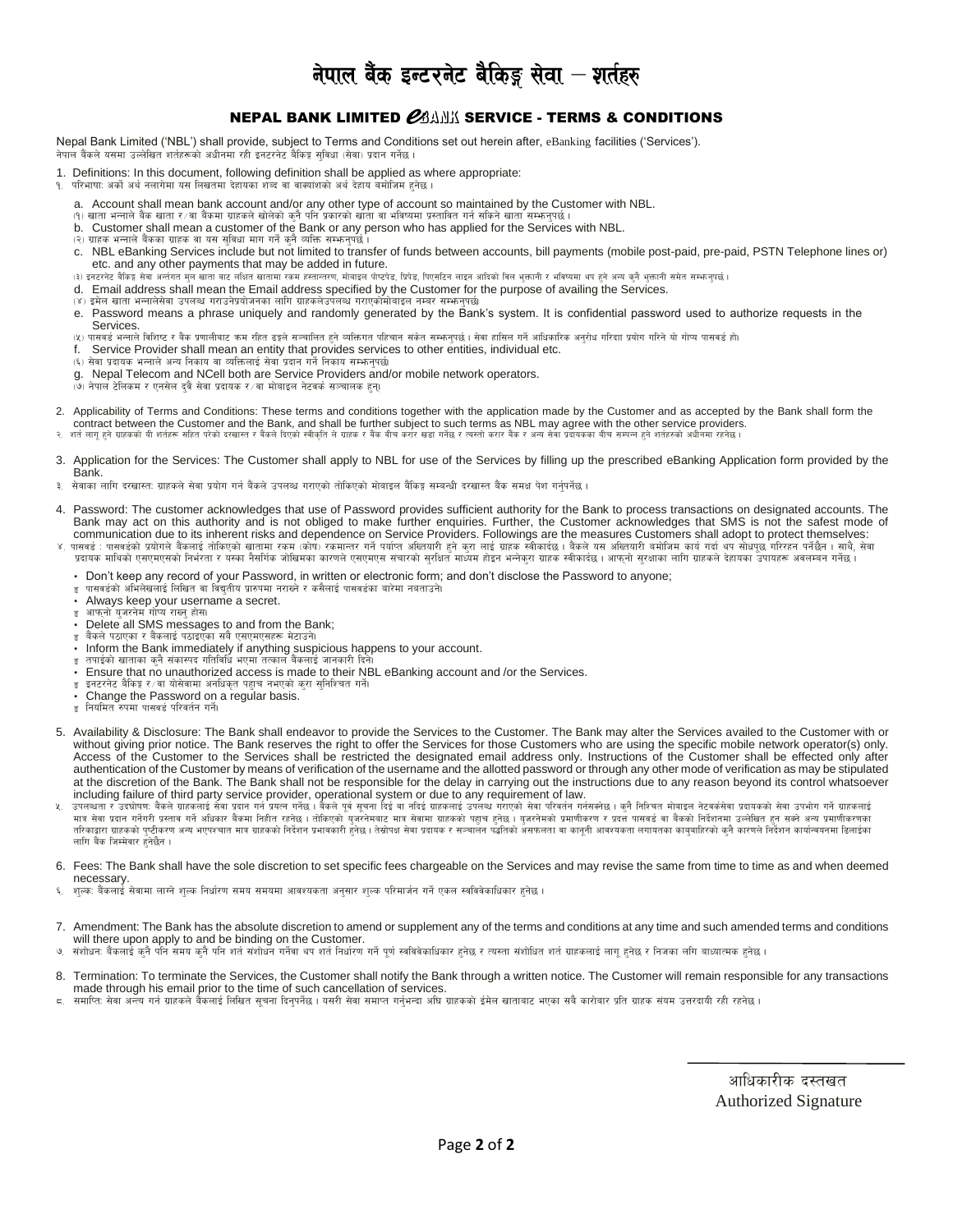# नेपाल बैंक इन्टरनेट बैंकिङ् सेवा – शर्तहरु

## NEPAL BANK LIMITED eBANK SERVICE - TERMS & CONDITIONS

Nepal Bank Limited ('NBL') shall provide, subject to Terms and Conditions set out herein after, eBanking facilities ('Services').
नेपाल बैंकले यसमा उल्लेखित शर्तहरूको अधीनमा रही इनटरनेट बैंकिङ सुविधा (सेवा) प्रदान गर्नेछ ।

1. Definitions: In this document, following definition shall be applied as where appropriate:
१. परिभाषाः अर्को अर्थ नलागेमा यस लिखतमा देहायका शब्द वा वाक्यांशको अर्थ देहाय बमोजिम हुनेछ ।

   a. Account shall mean bank account and/or any other type of account so maintained by the Customer with NBL.
   (१) खाता भन्नाले बैंक खाता र/वा बैंकमा ग्राहकले खोलेको कुनै पनि प्रकारको खाता वा भविष्यमा प्रस्तावित गर्न सकिने खाता सम्झनुपर्छ ।
   b. Customer shall mean a customer of the Bank or any person who has applied for the Services with NBL.
   (२) ग्राहक भन्नाले बैंकका ग्राहक वा यस सुविधा माग गर्ने कुनै व्यक्ति सम्झनुपर्छ ।
   c. NBL eBanking Services include but not limited to transfer of funds between accounts, bill payments (mobile post-paid, pre-paid, PSTN Telephone lines or) etc. and any other payments that may be added in future.
   (३) इनटरनेट बैंकिङ सेवा अन्तर्गत मुल खाता बाट लक्षित खातामा रकम हस्तान्तरण, मोबाइल पोष्टपेड, प्रिपेड, पिएसटिन लाइन आदिको बिल भुक्तानी र भविष्यमा थप हुने अन्य कुनै भुक्तानी समेत सम्झनुपर्छ ।
   d. Email address shall mean the Email address specified by the Customer for the purpose of availing the Services.
   (४) इमेल खाता भन्नालेसेवा उपलब्ध गराउनेप्रयोजनका लागि ग्राहकलेउपलब्ध गराएकोमोबाइल नम्बर सम्झनुपर्छ।
   e. Password means a phrase uniquely and randomly generated by the Bank's system. It is confidential password used to authorize requests in the Services.
   (५) पासवर्ड भन्नाले विशिष्ट र बैंक प्रणालीबाट क्रम रहित ढङ्गले सञ्चालित हुने व्यक्तिगत पहिचान संकेत सम्झनुपर्छ । सेवा हासिल गर्ने आधिकारिक अनुरोध गरिदा प्रयोग गरिने यो गोप्य पासवर्ड हो।
   f. Service Provider shall mean an entity that provides services to other entities, individual etc.
   (६) सेवा प्रदायक भन्नाले अन्य निकाय वा व्यक्तिलाई सेवा प्रदान गर्ने निकाय सम्झनुपर्छ।
   g. Nepal Telecom and NCell both are Service Providers and/or mobile network operators.
   (७) नेपाल टेलिकम र एनसेल दुवै सेवा प्रदायक र/वा मोबाइल नेटवर्क सञ्चालक हुन्।

2. Applicability of Terms and Conditions: These terms and conditions together with the application made by the Customer and as accepted by the Bank shall form the contract between the Customer and the Bank, and shall be further subject to such terms as NBL may agree with the other service providers.
२. शर्त लागू हुने ग्राहकको यी शर्तहरू सहित परेको दरखास्त र बैंकले दिएको स्वीकृति ले ग्राहक र बैंक बीच करार खडा गर्नेछ र त्यस्तो करार बैंक र अन्य सेवा प्रदायकका बीच सम्पन्न हुने शर्तहरुको अधीनमा रहनेछ ।

3. Application for the Services: The Customer shall apply to NBL for use of the Services by filling up the prescribed eBanking Application form provided by the Bank.
३. सेवाका लागि दरखास्तः ग्राहकले सेवा प्रयोग गर्न बैंकले उपलब्ध गराएको तोकिएको मोबाइल बैंकिङ सम्बन्धी दरखास्त बैंक समक्ष पेश गर्नुपर्नेछ ।

4. Password: The customer acknowledges that use of Password provides sufficient authority for the Bank to process transactions on designated accounts. The Bank may act on this authority and is not obliged to make further enquiries. Further, the Customer acknowledges that SMS is not the safest mode of communication due to its inherent risks and dependence on Service Providers. Followings are the measures Customers shall adopt to protect themselves:
४. पासवर्ड : पासवर्डको प्रयोगले बैंकलाई तोकिएको खातामा रकम (कोष) रकमान्तर गर्न पर्याप्त अख्तियारी हुने कुरा लाई ग्राहक स्वीकार्दछ । बैंकले यस अख्तियारी बमोजिम कार्य गर्दा थप सोधपुछ गरिरहन पर्नेछैन । साथै, सेवा प्रदायक माथिको एसएमएसको निर्भरता र यस्का नैसर्गिक जोखिमका कारणले एसएमएस संचारको सुरक्षित माध्यम होइन भन्नेकुरा ग्राहक स्वीकार्दछ । आफ्नो सुरक्षाका लागि ग्राहकले देहायका उपायहरू अवलम्बन गर्नेछ ।

   - Don't keep any record of your Password, in written or electronic form; and don't disclose the Password to anyone;
   - पासवर्डको अभिलेखलाई लिखित वा विद्युतीय प्रारुपमा नराख्ने र कसैलाई पासवर्डका बारेमा नबताउने।
   - Always keep your username a secret.
   - आफ्नो युजरनेम गोप्य राख्नु होस।
   - Delete all SMS messages to and from the Bank;
   - बैंकले पठाएका र बैंकलाई पठाइएका सबै एसएमएसहरू मेटाउने।
   - Inform the Bank immediately if anything suspicious happens to your account.
   - तपाईको खाताका कुनै संकास्पद गतिविधि भएमा तत्काल बैंकलाई जानकारी दिने।
   - Ensure that no unauthorized access is made to their NBL eBanking account and /or the Services.
   - इनटरनेट बैंकिङ र/वा योसेवामा अनधिकृत पहुच नभएको कुरा सुनिश्चित गर्ने।
   - Change the Password on a regular basis.
   - नियमित रुपमा पासवर्ड परिवर्तन गर्ने।

5. Availability & Disclosure: The Bank shall endeavor to provide the Services to the Customer. The Bank may alter the Services availed to the Customer with or without giving prior notice. The Bank reserves the right to offer the Services for those Customers who are using the specific mobile network operator(s) only. Access of the Customer to the Services shall be restricted the designated email address only. Instructions of the Customer shall be effected only after authentication of the Customer by means of verification of the username and the allotted password or through any other mode of verification as may be stipulated at the discretion of the Bank. The Bank shall not be responsible for the delay in carrying out the instructions due to any reason beyond its control whatsoever including failure of third party service provider, operational system or due to any requirement of law.
५. उपलब्धता र उद्घोषणः बैंकले ग्राहकलाई सेवा प्रदान गर्न प्रयत्न गर्नेछ । बैंकले पूर्व सूचना दिई वा नदिई ग्राहकलाई उपलब्ध गराएको सेवा परिवर्तन गर्नसक्नेछ । कुनै निश्चित मोबाइल नेटवर्कसेवा प्रदायकको सेवा उपभोग गर्ने ग्राहकलाई मात्र सेवा प्रदान गर्नेगरी प्रस्ताव गर्ने अधिकार बैंकमा निहीत रहनेछ । तोकिएको युजरनेमबाट मात्र सेवामा ग्राहकको पहुच हुनेछ । युजरनेमको प्रमाणीकरण र प्रदत्त पासवर्ड वा बैंकको निर्देशनमा उल्लेखित हुन सक्ने अन्य प्रमाणीकरणका तरिकाद्वारा ग्राहकको पुष्टीकरण अन्य भएपश्चात मात्र ग्राहकको निर्देशन प्रभावकारी हुनेछ । तेस्रोपक्ष सेवा प्रदायक र सञ्चालन पद्धतिको असफलता वा कानूनी आवश्यकता लगायतका कावुबाहिरको कुनै कारणले निर्देशन कार्यान्वयनमा ढिलाईका लागि बैंक जिम्मेवार हुनेछैन ।

6. Fees: The Bank shall have the sole discretion to set specific fees chargeable on the Services and may revise the same from time to time as and when deemed necessary.
६. शुल्कः बैंकलाई सेवामा लाग्ने शुल्क निर्धारण समय समयमा आवश्यकता अनुसार शुल्क परिमार्जन गर्ने एकल स्वविवेकाधिकार हुनेछ ।

7. Amendment: The Bank has the absolute discretion to amend or supplement any of the terms and conditions at any time and such amended terms and conditions will there upon apply to and be binding on the Customer.
७. संशोधनः बैंकलाई कुनै पनि समय कुनै पनि शर्त संशोधन गर्नेवा थप शर्त निर्धारण गर्ने पूर्ण स्वविवेकाधिकार हुनेछ र त्यस्ता संशोधित शर्त ग्राहकलाई लागू हुनेछ र निजका लगि बाध्यात्मक हुनेछ ।

8. Termination: To terminate the Services, the Customer shall notify the Bank through a written notice. The Customer will remain responsible for any transactions made through his email prior to the time of such cancellation of services.
८. समाप्तिः सेवा अन्त्य गर्न ग्राहकले बैंकलाई लिखित सूचना दिनुपर्नेछ । यसरी सेवा समाप्त गर्नुभन्दा अघि ग्राहकको ईमेल खाताबाट भएका सबै कारोबार प्रति ग्राहक संयम उत्तरदायी रही रहनेछ ।

आधिकारीक दस्तखत
Authorized Signature